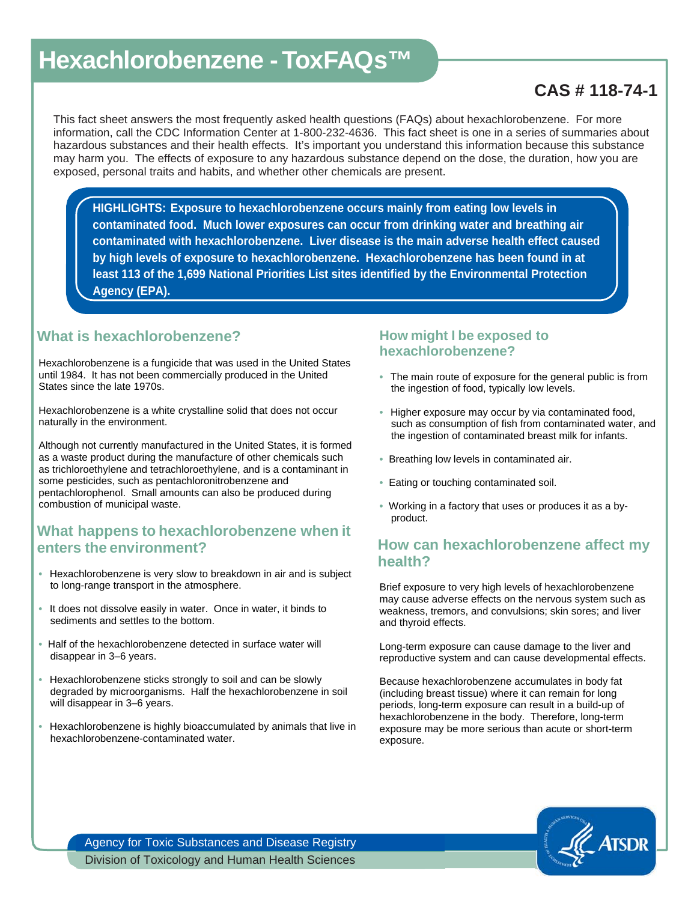# Hexachlorobenzene - ToxFAQs™

**CAS # 118-74-1**

This fact sheet answers the most frequently asked health questions (FAQs) about hexachlorobenzene. For more information, call the CDC Information Center at 1-800-232-4636. This fact sheet is one in a series of summaries about hazardous substances and their health effects. It's important you understand this information because this substance may harm you. The effects of exposure to any hazardous substance depend on the dose, the duration, how you are exposed, personal traits and habits, and whether other chemicals are present.

**HIGHLIGHTS: Exposure to hexachlorobenzene occurs mainly from eating low levels in contaminated food. Much lower exposures can occur from drinking water and breathing air contaminated with hexachlorobenzene. Liver disease is the main adverse health effect caused by high levels of exposure to hexachlorobenzene. Hexachlorobenzene has been found in at least 113 of the 1,699 National Priorities List sites identified by the Environmental Protection Agency (EPA).**

## What is hexachlorobenzene?

Hexachlorobenzene is a fungicide that was used in the United States until 1984. It has not been commercially produced in the United States since the late 1970s.

Hexachlorobenzene is a white crystalline solid that does not occur naturally in the environment.

Although not currently manufactured in the United States, it is formed as a waste product during the manufacture of other chemicals such as trichloroethylene and tetrachloroethylene, and is a contaminant in some pesticides, such as pentachloronitrobenzene and pentachlorophenol. Small amounts can also be produced during combustion of municipal waste.

## What happens to hexachlorobenzene when it enters the environment?

- Hexachlorobenzene is very slow to breakdown in air and is subject to long-range transport in the atmosphere.
- It does not dissolve easily in water. Once in water, it binds to sediments and settles to the bottom.
- Half of the hexachlorobenzene detected in surface water will disappear in 3–6 years.
- Hexachlorobenzene sticks strongly to soil and can be slowly degraded by microorganisms. Half the hexachlorobenzene in soil will disappear in 3–6 years.
- Hexachlorobenzene is highly bioaccumulated by animals that live in hexachlorobenzene-contaminated water.

## How might I be exposed to hexachlorobenzene?

- The main route of exposure for the general public is from the ingestion of food, typically low levels.
- Higher exposure may occur by via contaminated food, such as consumption of fish from contaminated water, and the ingestion of contaminated breast milk for infants.
- Breathing low levels in contaminated air.
- Eating or touching contaminated soil.
- Working in a factory that uses or produces it as a by-product.

## How can hexachlorobenzene affect my health?

Brief exposure to very high levels of hexachlorobenzene may cause adverse effects on the nervous system such as weakness, tremors, and convulsions; skin sores; and liver and thyroid effects.

Long-term exposure can cause damage to the liver and reproductive system and can cause developmental effects.

Because hexachlorobenzene accumulates in body fat (including breast tissue) where it can remain for long periods, long-term exposure can result in a build-up of hexachlorobenzene in the body. Therefore, long-term exposure may be more serious than acute or short-term exposure.

Agency for Toxic Substances and Disease Registry
Division of Toxicology and Human Health Sciences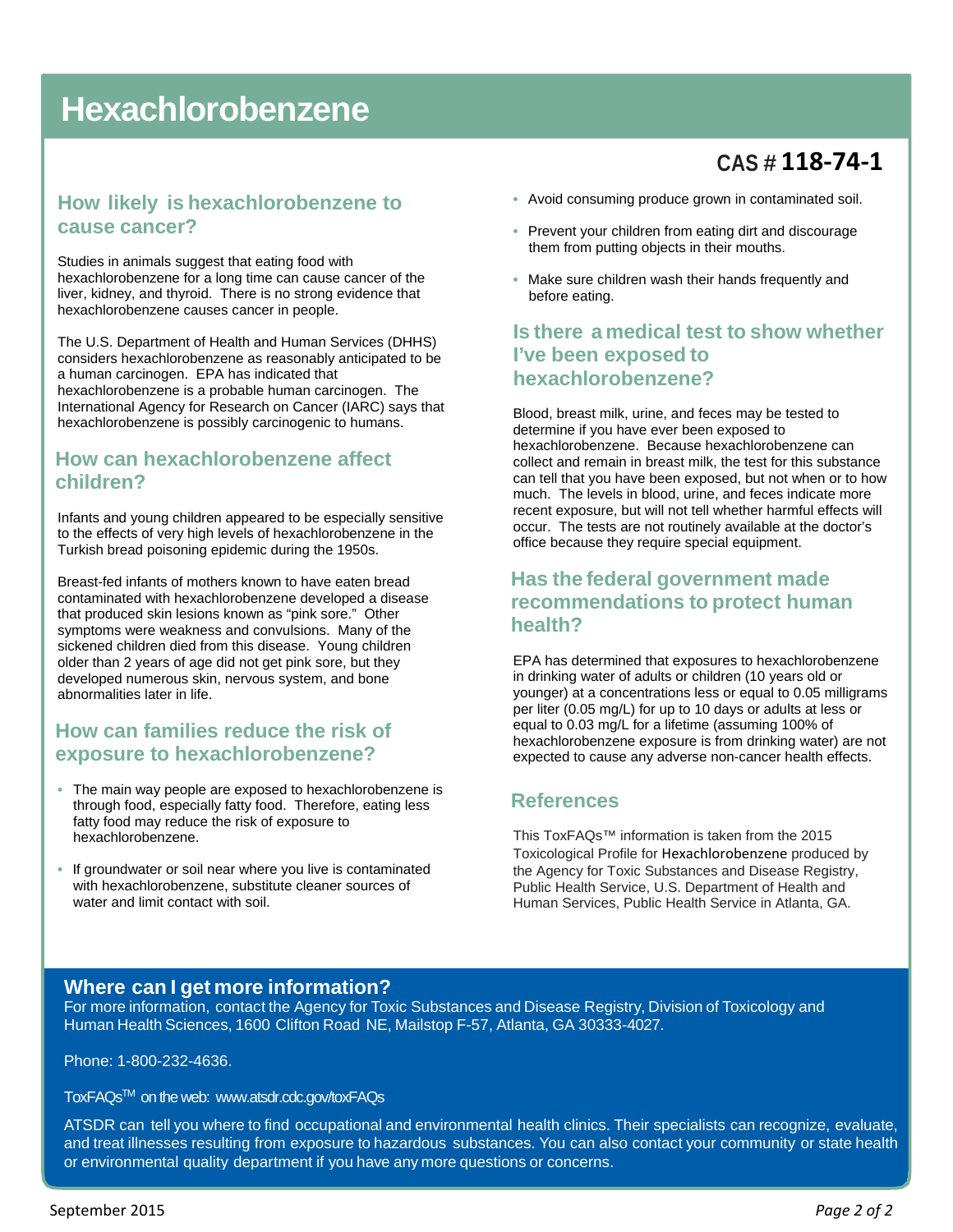# Hexachlorobenzene

**CAS # 118-74-1**

## How likely is hexachlorobenzene to cause cancer?

Studies in animals suggest that eating food with hexachlorobenzene for a long time can cause cancer of the liver, kidney, and thyroid. There is no strong evidence that hexachlorobenzene causes cancer in people.

The U.S. Department of Health and Human Services (DHHS) considers hexachlorobenzene as reasonably anticipated to be a human carcinogen. EPA has indicated that hexachlorobenzene is a probable human carcinogen. The International Agency for Research on Cancer (IARC) says that hexachlorobenzene is possibly carcinogenic to humans.

## How can hexachlorobenzene affect children?

Infants and young children appeared to be especially sensitive to the effects of very high levels of hexachlorobenzene in the Turkish bread poisoning epidemic during the 1950s.

Breast-fed infants of mothers known to have eaten bread contaminated with hexachlorobenzene developed a disease that produced skin lesions known as "pink sore." Other symptoms were weakness and convulsions. Many of the sickened children died from this disease. Young children older than 2 years of age did not get pink sore, but they developed numerous skin, nervous system, and bone abnormalities later in life.

## How can families reduce the risk of exposure to hexachlorobenzene?

- The main way people are exposed to hexachlorobenzene is through food, especially fatty food. Therefore, eating less fatty food may reduce the risk of exposure to hexachlorobenzene.
- If groundwater or soil near where you live is contaminated with hexachlorobenzene, substitute cleaner sources of water and limit contact with soil.
- Avoid consuming produce grown in contaminated soil.
- Prevent your children from eating dirt and discourage them from putting objects in their mouths.
- Make sure children wash their hands frequently and before eating.

## Is there a medical test to show whether I've been exposed to hexachlorobenzene?

Blood, breast milk, urine, and feces may be tested to determine if you have ever been exposed to hexachlorobenzene. Because hexachlorobenzene can collect and remain in breast milk, the test for this substance can tell that you have been exposed, but not when or to how much. The levels in blood, urine, and feces indicate more recent exposure, but will not tell whether harmful effects will occur. The tests are not routinely available at the doctor's office because they require special equipment.

## Has the federal government made recommendations to protect human health?

EPA has determined that exposures to hexachlorobenzene in drinking water of adults or children (10 years old or younger) at a concentrations less or equal to 0.05 milligrams per liter (0.05 mg/L) for up to 10 days or adults at less or equal to 0.03 mg/L for a lifetime (assuming 100% of hexachlorobenzene exposure is from drinking water) are not expected to cause any adverse non-cancer health effects.

## References

This ToxFAQs™ information is taken from the 2015 Toxicological Profile for Hexachlorobenzene produced by the Agency for Toxic Substances and Disease Registry, Public Health Service, U.S. Department of Health and Human Services, Public Health Service in Atlanta, GA.

## Where can I get more information?

For more information, contact the Agency for Toxic Substances and Disease Registry, Division of Toxicology and Human Health Sciences, 1600 Clifton Road NE, Mailstop F-57, Atlanta, GA 30333-4027.

Phone: 1-800-232-4636.

ToxFAQs™ on the web: www.atsdr.cdc.gov/toxFAQs

ATSDR can tell you where to find occupational and environmental health clinics. Their specialists can recognize, evaluate, and treat illnesses resulting from exposure to hazardous substances. You can also contact your community or state health or environmental quality department if you have any more questions or concerns.

September 2015